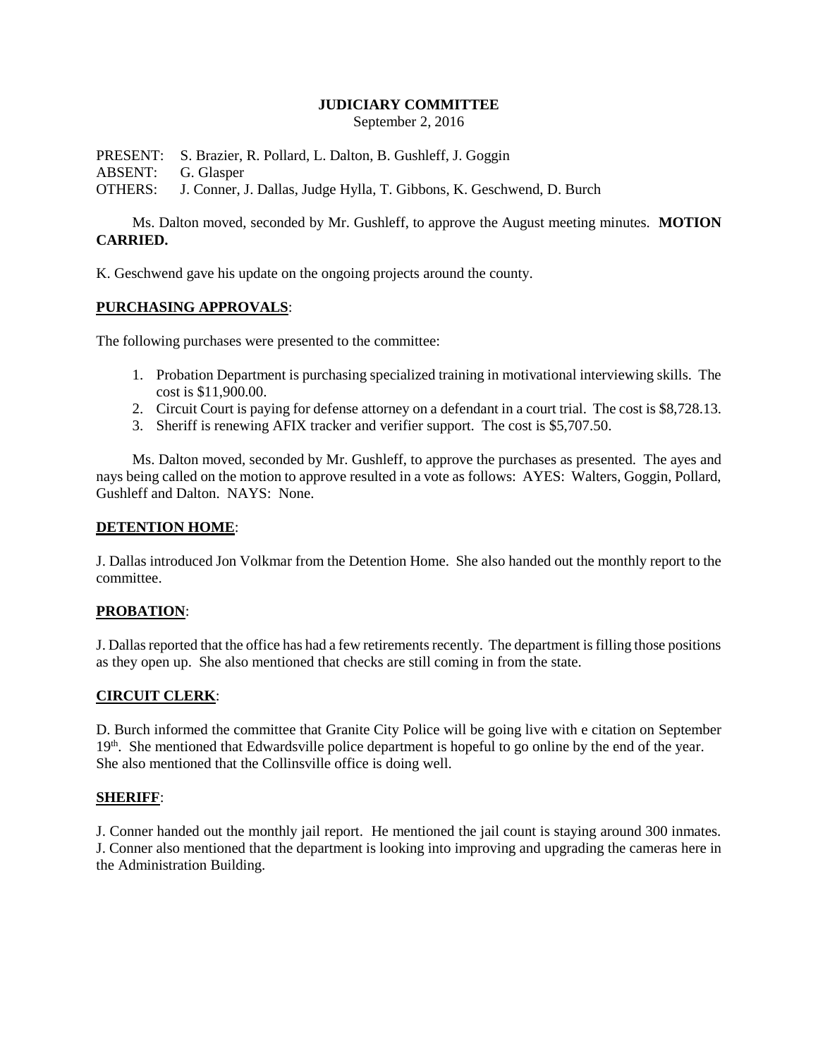# JUDICIARY COMMITTEE

September 2, 2016

PRESENT: S. Brazier, R. Pollard, L. Dalton, B. Gushleff, J. Goggin
ABSENT: G. Glasper
OTHERS: J. Conner, J. Dallas, Judge Hylla, T. Gibbons, K. Geschwend, D. Burch

Ms. Dalton moved, seconded by Mr. Gushleff, to approve the August meeting minutes. **MOTION CARRIED.**

K. Geschwend gave his update on the ongoing projects around the county.

## PURCHASING APPROVALS:

The following purchases were presented to the committee:

1. Probation Department is purchasing specialized training in motivational interviewing skills. The cost is $11,900.00.
2. Circuit Court is paying for defense attorney on a defendant in a court trial. The cost is $8,728.13.
3. Sheriff is renewing AFIX tracker and verifier support. The cost is $5,707.50.

Ms. Dalton moved, seconded by Mr. Gushleff, to approve the purchases as presented. The ayes and nays being called on the motion to approve resulted in a vote as follows: AYES: Walters, Goggin, Pollard, Gushleff and Dalton. NAYS: None.

## DETENTION HOME:

J. Dallas introduced Jon Volkmar from the Detention Home. She also handed out the monthly report to the committee.

## PROBATION:

J. Dallas reported that the office has had a few retirements recently. The department is filling those positions as they open up. She also mentioned that checks are still coming in from the state.

## CIRCUIT CLERK:

D. Burch informed the committee that Granite City Police will be going live with e citation on September 19th. She mentioned that Edwardsville police department is hopeful to go online by the end of the year. She also mentioned that the Collinsville office is doing well.

## SHERIFF:

J. Conner handed out the monthly jail report. He mentioned the jail count is staying around 300 inmates. J. Conner also mentioned that the department is looking into improving and upgrading the cameras here in the Administration Building.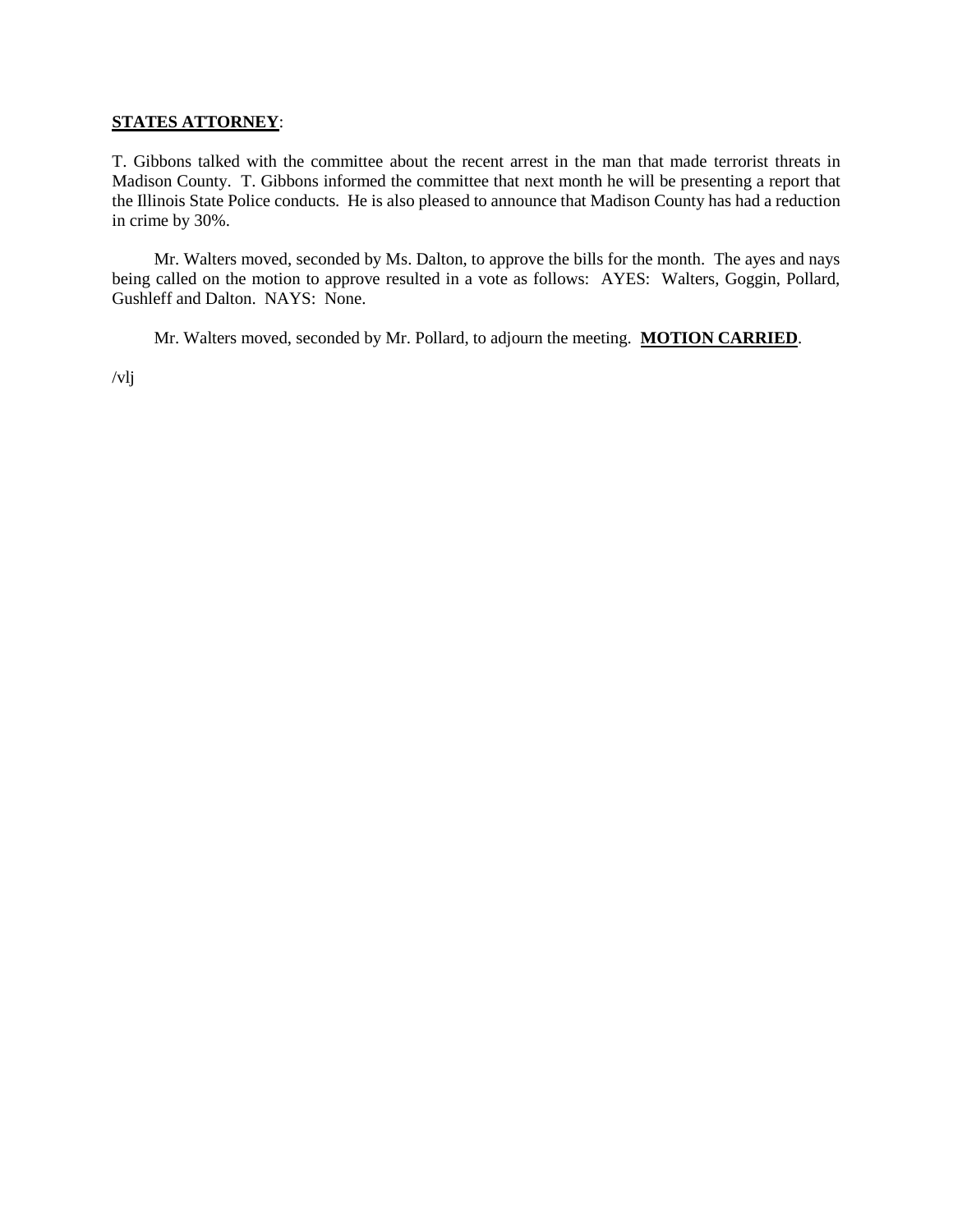**STATES ATTORNEY**:

T. Gibbons talked with the committee about the recent arrest in the man that made terrorist threats in Madison County. T. Gibbons informed the committee that next month he will be presenting a report that the Illinois State Police conducts. He is also pleased to announce that Madison County has had a reduction in crime by 30%.

Mr. Walters moved, seconded by Ms. Dalton, to approve the bills for the month. The ayes and nays being called on the motion to approve resulted in a vote as follows: AYES: Walters, Goggin, Pollard, Gushleff and Dalton. NAYS: None.

Mr. Walters moved, seconded by Mr. Pollard, to adjourn the meeting. **MOTION CARRIED**.

/vlj